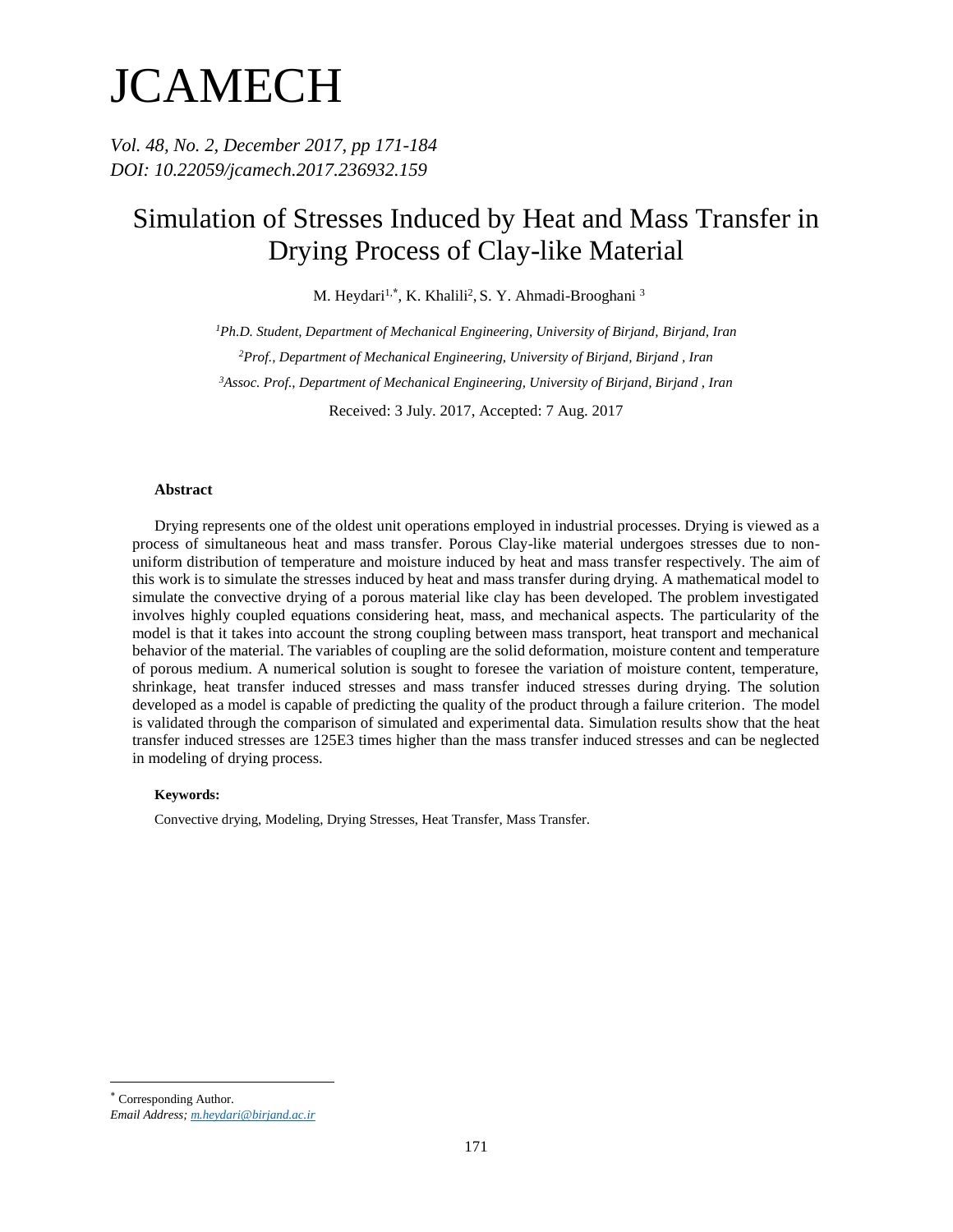# JCAMECH

*Vol. 48, No. 2, December 2017, pp 171-184*
*DOI: 10.22059/jcamech.2017.236932.159*

# Simulation of Stresses Induced by Heat and Mass Transfer in Drying Process of Clay-like Material

M. Heydari[1,*], K. Khalili[2], S. Y. Ahmadi-Brooghani [3]

[1] *Ph.D. Student, Department of Mechanical Engineering, University of Birjand, Birjand, Iran*

[2] *Prof., Department of Mechanical Engineering, University of Birjand, Birjand , Iran*

[3] *Assoc. Prof., Department of Mechanical Engineering, University of Birjand, Birjand , Iran*

Received: 3 July. 2017, Accepted: 7 Aug. 2017

### Abstract

Drying represents one of the oldest unit operations employed in industrial processes. Drying is viewed as a process of simultaneous heat and mass transfer. Porous Clay-like material undergoes stresses due to non-uniform distribution of temperature and moisture induced by heat and mass transfer respectively. The aim of this work is to simulate the stresses induced by heat and mass transfer during drying. A mathematical model to simulate the convective drying of a porous material like clay has been developed. The problem investigated involves highly coupled equations considering heat, mass, and mechanical aspects. The particularity of the model is that it takes into account the strong coupling between mass transport, heat transport and mechanical behavior of the material. The variables of coupling are the solid deformation, moisture content and temperature of porous medium. A numerical solution is sought to foresee the variation of moisture content, temperature, shrinkage, heat transfer induced stresses and mass transfer induced stresses during drying. The solution developed as a model is capable of predicting the quality of the product through a failure criterion. The model is validated through the comparison of simulated and experimental data. Simulation results show that the heat transfer induced stresses are 125E3 times higher than the mass transfer induced stresses and can be neglected in modeling of drying process.

**Keywords:**

Convective drying, Modeling, Drying Stresses, Heat Transfer, Mass Transfer.

---

[*] Corresponding Author.
*Email Address; m.heydari@birjand.ac.ir*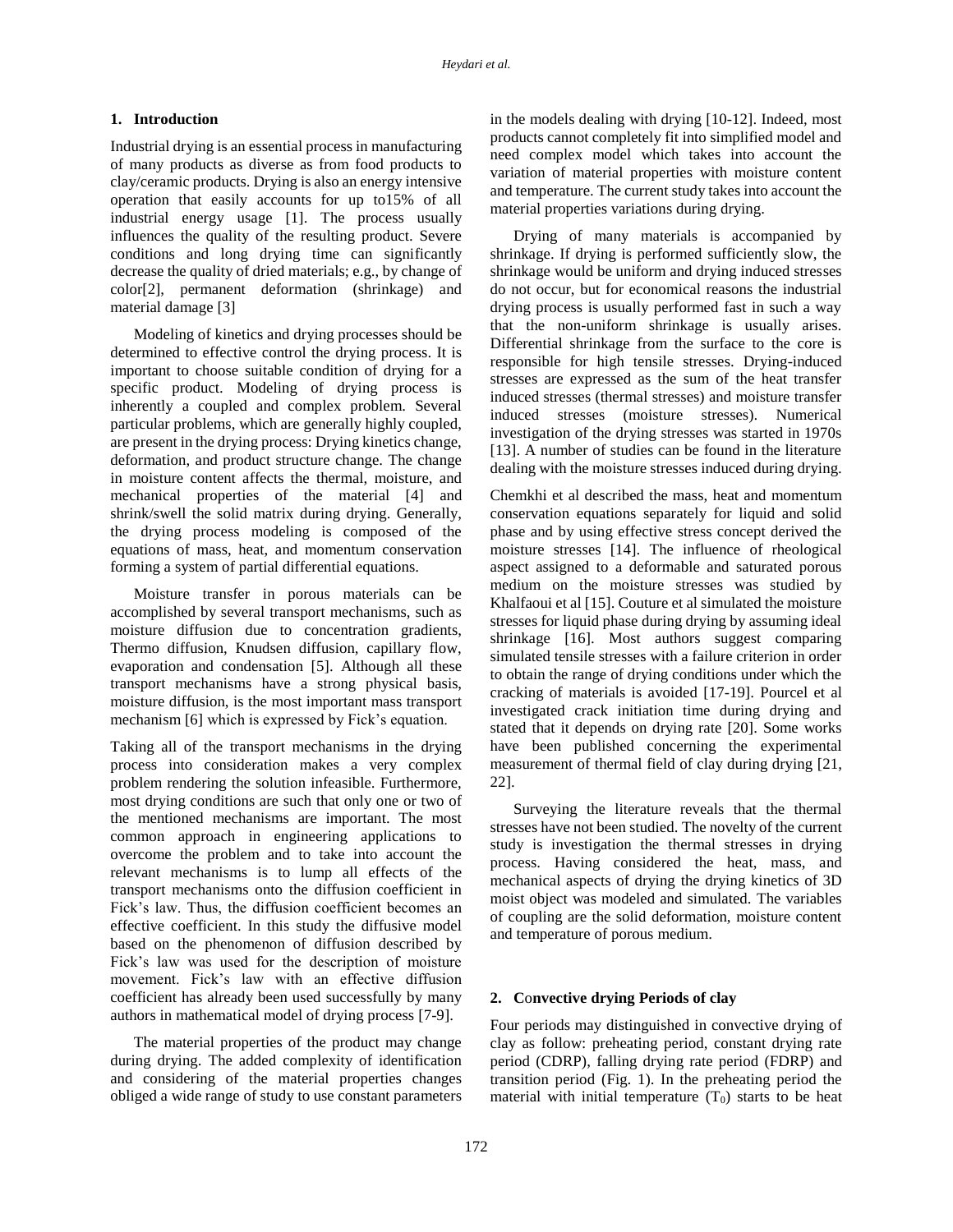## 1. Introduction

Industrial drying is an essential process in manufacturing of many products as diverse as from food products to clay/ceramic products. Drying is also an energy intensive operation that easily accounts for up to15% of all industrial energy usage [1]. The process usually influences the quality of the resulting product. Severe conditions and long drying time can significantly decrease the quality of dried materials; e.g., by change of color[2], permanent deformation (shrinkage) and material damage [3]

Modeling of kinetics and drying processes should be determined to effective control the drying process. It is important to choose suitable condition of drying for a specific product. Modeling of drying process is inherently a coupled and complex problem. Several particular problems, which are generally highly coupled, are present in the drying process: Drying kinetics change, deformation, and product structure change. The change in moisture content affects the thermal, moisture, and mechanical properties of the material [4] and shrink/swell the solid matrix during drying. Generally, the drying process modeling is composed of the equations of mass, heat, and momentum conservation forming a system of partial differential equations.

Moisture transfer in porous materials can be accomplished by several transport mechanisms, such as moisture diffusion due to concentration gradients, Thermo diffusion, Knudsen diffusion, capillary flow, evaporation and condensation [5]. Although all these transport mechanisms have a strong physical basis, moisture diffusion, is the most important mass transport mechanism [6] which is expressed by Fick's equation.

Taking all of the transport mechanisms in the drying process into consideration makes a very complex problem rendering the solution infeasible. Furthermore, most drying conditions are such that only one or two of the mentioned mechanisms are important. The most common approach in engineering applications to overcome the problem and to take into account the relevant mechanisms is to lump all effects of the transport mechanisms onto the diffusion coefficient in Fick's law. Thus, the diffusion coefficient becomes an effective coefficient. In this study the diffusive model based on the phenomenon of diffusion described by Fick's law was used for the description of moisture movement. Fick's law with an effective diffusion coefficient has already been used successfully by many authors in mathematical model of drying process [7-9].

The material properties of the product may change during drying. The added complexity of identification and considering of the material properties changes obliged a wide range of study to use constant parameters in the models dealing with drying [10-12]. Indeed, most products cannot completely fit into simplified model and need complex model which takes into account the variation of material properties with moisture content and temperature. The current study takes into account the material properties variations during drying.

Drying of many materials is accompanied by shrinkage. If drying is performed sufficiently slow, the shrinkage would be uniform and drying induced stresses do not occur, but for economical reasons the industrial drying process is usually performed fast in such a way that the non-uniform shrinkage is usually arises. Differential shrinkage from the surface to the core is responsible for high tensile stresses. Drying-induced stresses are expressed as the sum of the heat transfer induced stresses (thermal stresses) and moisture transfer induced stresses (moisture stresses). Numerical investigation of the drying stresses was started in 1970s [13]. A number of studies can be found in the literature dealing with the moisture stresses induced during drying.

Chemkhi et al described the mass, heat and momentum conservation equations separately for liquid and solid phase and by using effective stress concept derived the moisture stresses [14]. The influence of rheological aspect assigned to a deformable and saturated porous medium on the moisture stresses was studied by Khalfaoui et al [15]. Couture et al simulated the moisture stresses for liquid phase during drying by assuming ideal shrinkage [16]. Most authors suggest comparing simulated tensile stresses with a failure criterion in order to obtain the range of drying conditions under which the cracking of materials is avoided [17-19]. Pourcel et al investigated crack initiation time during drying and stated that it depends on drying rate [20]. Some works have been published concerning the experimental measurement of thermal field of clay during drying [21, 22].

Surveying the literature reveals that the thermal stresses have not been studied. The novelty of the current study is investigation the thermal stresses in drying process. Having considered the heat, mass, and mechanical aspects of drying the drying kinetics of 3D moist object was modeled and simulated. The variables of coupling are the solid deformation, moisture content and temperature of porous medium.

## 2. Convective drying Periods of clay

Four periods may distinguished in convective drying of clay as follow: preheating period, constant drying rate period (CDRP), falling drying rate period (FDRP) and transition period (Fig. 1). In the preheating period the material with initial temperature ($T_0$) starts to be heat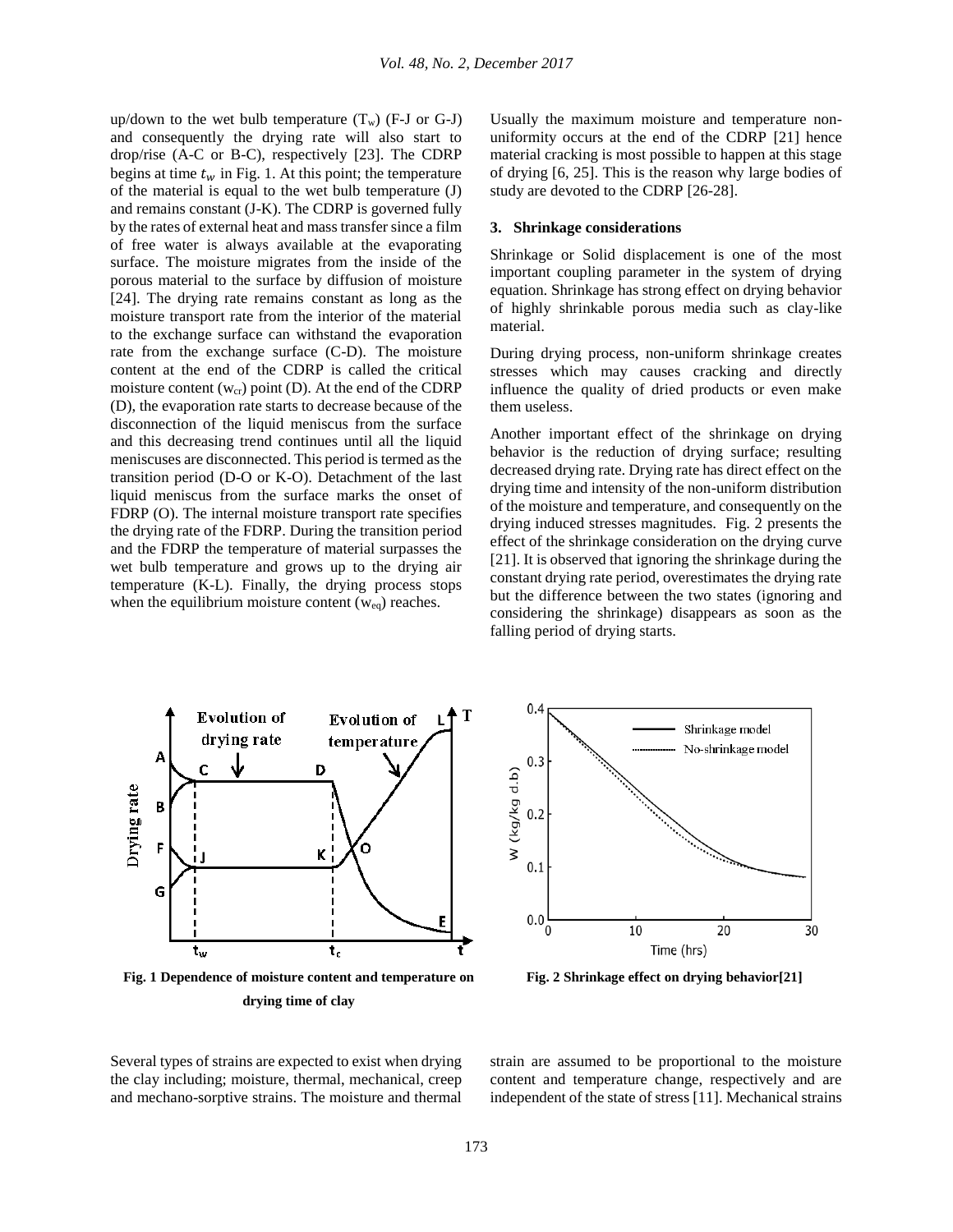up/down to the wet bulb temperature ($T_w$) (F-J or G-J) and consequently the drying rate will also start to drop/rise (A-C or B-C), respectively [23]. The CDRP begins at time $t_w$ in Fig. 1. At this point; the temperature of the material is equal to the wet bulb temperature (J) and remains constant (J-K). The CDRP is governed fully by the rates of external heat and mass transfer since a film of free water is always available at the evaporating surface. The moisture migrates from the inside of the porous material to the surface by diffusion of moisture [24]. The drying rate remains constant as long as the moisture transport rate from the interior of the material to the exchange surface can withstand the evaporation rate from the exchange surface (C-D). The moisture content at the end of the CDRP is called the critical moisture content ($w_{cr}$) point (D). At the end of the CDRP (D), the evaporation rate starts to decrease because of the disconnection of the liquid meniscus from the surface and this decreasing trend continues until all the liquid meniscuses are disconnected. This period is termed as the transition period (D-O or K-O). Detachment of the last liquid meniscus from the surface marks the onset of FDRP (O). The internal moisture transport rate specifies the drying rate of the FDRP. During the transition period and the FDRP the temperature of material surpasses the wet bulb temperature and grows up to the drying air temperature (K-L). Finally, the drying process stops when the equilibrium moisture content ($w_{eq}$) reaches.

Usually the maximum moisture and temperature non-uniformity occurs at the end of the CDRP [21] hence material cracking is most possible to happen at this stage of drying [6, 25]. This is the reason why large bodies of study are devoted to the CDRP [26-28].

### 3. Shrinkage considerations

Shrinkage or Solid displacement is one of the most important coupling parameter in the system of drying equation. Shrinkage has strong effect on drying behavior of highly shrinkable porous media such as clay-like material.

During drying process, non-uniform shrinkage creates stresses which may causes cracking and directly influence the quality of dried products or even make them useless.

Another important effect of the shrinkage on drying behavior is the reduction of drying surface; resulting decreased drying rate. Drying rate has direct effect on the drying time and intensity of the non-uniform distribution of the moisture and temperature, and consequently on the drying induced stresses magnitudes. Fig. 2 presents the effect of the shrinkage consideration on the drying curve [21]. It is observed that ignoring the shrinkage during the constant drying rate period, overestimates the drying rate but the difference between the two states (ignoring and considering the shrinkage) disappears as soon as the falling period of drying starts.

Evolution of drying rate
Evolution of temperature
Drying rate
T
A
B
C
D
F
G
J
K
O
L
E
$t_w$
$t_c$
t

**Fig. 1 Dependence of moisture content and temperature on drying time of clay**

Shrinkage model
No-shrinkage model
W (kg/kg d.b)
0.0
0.1
0.2
0.3
0.4
0
10
20
30
Time (hrs)

**Fig. 2 Shrinkage effect on drying behavior[21]**

Several types of strains are expected to exist when drying the clay including; moisture, thermal, mechanical, creep and mechano-sorptive strains. The moisture and thermal strain are assumed to be proportional to the moisture content and temperature change, respectively and are independent of the state of stress [11]. Mechanical strains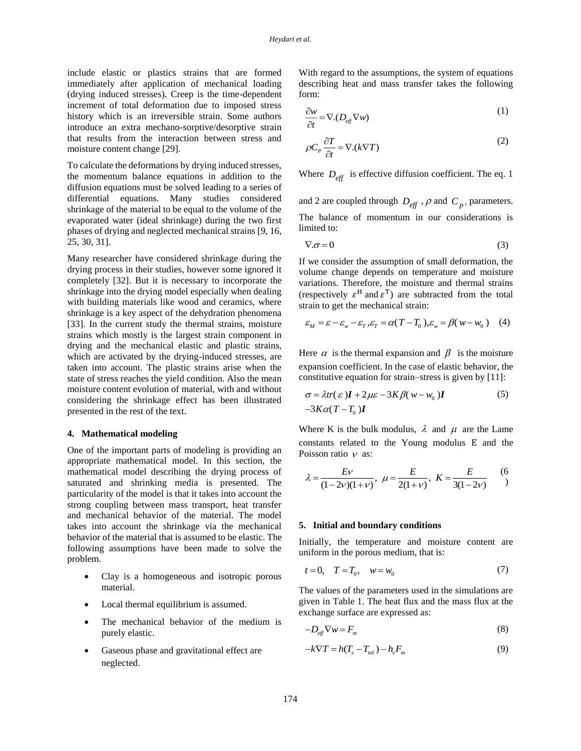include elastic or plastics strains that are formed immediately after application of mechanical loading (drying induced stresses). Creep is the time-dependent increment of total deformation due to imposed stress history which is an irreversible strain. Some authors introduce an extra mechano-sorptive/desorptive strain that results from the interaction between stress and moisture content change [29].

To calculate the deformations by drying induced stresses, the momentum balance equations in addition to the diffusion equations must be solved leading to a series of differential equations. Many studies considered shrinkage of the material to be equal to the volume of the evaporated water (ideal shrinkage) during the two first phases of drying and neglected mechanical strains [9, 16, 25, 30, 31].

Many researcher have considered shrinkage during the drying process in their studies, however some ignored it completely [32]. But it is necessary to incorporate the shrinkage into the drying model especially when dealing with building materials like wood and ceramics, where shrinkage is a key aspect of the dehydration phenomena [33]. In the current study the thermal strains, moisture strains which mostly is the largest strain component in drying and the mechanical elastic and plastic strains, which are activated by the drying-induced stresses, are taken into account. The plastic strains arise when the state of stress reaches the yield condition. Also the mean moisture content evolution of material, with and without considering the shrinkage effect has been illustrated presented in the rest of the text.

## 4. Mathematical modeling

One of the important parts of modeling is providing an appropriate mathematical model. In this section, the mathematical model describing the drying process of saturated and shrinking media is presented. The particularity of the model is that it takes into account the strong coupling between mass transport, heat transfer and mechanical behavior of the material. The model takes into account the shrinkage via the mechanical behavior of the material that is assumed to be elastic. The following assumptions have been made to solve the problem.

- Clay is a homogeneous and isotropic porous material.
- Local thermal equilibrium is assumed.
- The mechanical behavior of the medium is purely elastic.
- Gaseous phase and gravitational effect are neglected.

With regard to the assumptions, the system of equations describing heat and mass transfer takes the following form:

$$\frac{\partial w}{\partial t} = \nabla.(D_{eff} \nabla w) \tag{1}$$

$$\rho C_P \frac{\partial T}{\partial t} = \nabla.(k \nabla T) \tag{2}$$

Where $D_{eff}$ is effective diffusion coefficient. The eq. 1 and 2 are coupled through $D_{eff}$ , $\rho$ and $C_p$, parameters.

The balance of momentum in our considerations is limited to:

$$\nabla.\sigma = 0 \tag{3}$$

If we consider the assumption of small deformation, the volume change depends on temperature and moisture variations. Therefore, the moisture and thermal strains (respectively $\varepsilon^{\mathrm{H}}$ and $\varepsilon^{\mathrm{T}}$) are subtracted from the total strain to get the mechanical strain:

$$\varepsilon_M = \varepsilon - \varepsilon_w - \varepsilon_T, \varepsilon_T = \alpha(T - T_0), \varepsilon_w = \beta(w - w_0) \tag{4}$$

Here $\alpha$ is the thermal expansion and $\beta$ is the moisture expansion coefficient. In the case of elastic behavior, the constitutive equation for strain–stress is given by [11]:

$$\sigma = \lambda tr(\varepsilon)\boldsymbol{I} + 2\mu\varepsilon - 3K\beta(w - w_0)\boldsymbol{I} - 3K\alpha(T - T_0)\boldsymbol{I} \tag{5}$$

Where K is the bulk modulus, $\lambda$ and $\mu$ are the Lame constants related to the Young modulus E and the Poisson ratio $\nu$ as:

$$\lambda = \frac{E\nu}{(1-2\nu)(1+\nu)}, \ \mu = \frac{E}{2(1+\nu)}, \ K = \frac{E}{3(1-2\nu)} \tag{6}$$

## 5. Initial and boundary conditions

Initially, the temperature and moisture content are uniform in the porous medium, that is:

$$t = 0, \quad T = T_0, \quad w = w_0 \tag{7}$$

The values of the parameters used in the simulations are given in Table 1. The heat flux and the mass flux at the exchange surface are expressed as:

$$-D_{eff} \nabla w = F_m \tag{8}$$

$$-k \nabla T = h(T_s - T_{\inf}) - h_v F_m \tag{9}$$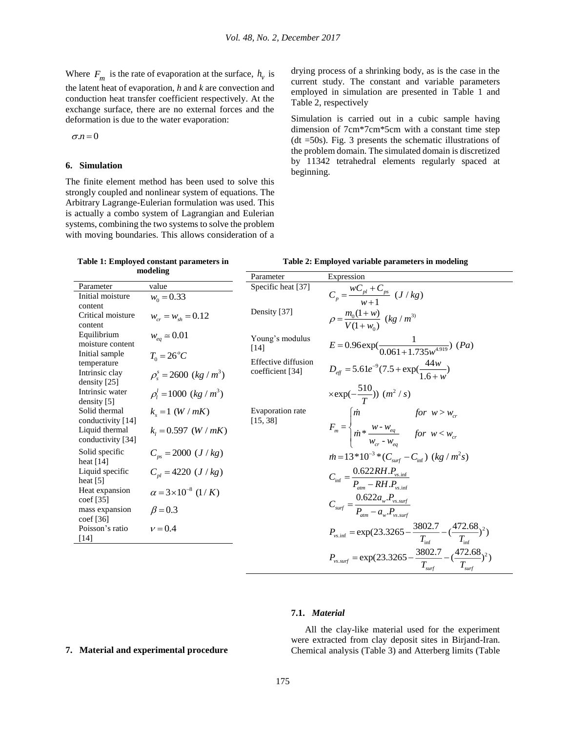Where $F_m$ is the rate of evaporation at the surface, $h_v$ is the latent heat of evaporation, $h$ and $k$ are convection and conduction heat transfer coefficient respectively. At the exchange surface, there are no external forces and the deformation is due to the water evaporation:

$$\sigma.n = 0$$

## 6. Simulation

The finite element method has been used to solve this strongly coupled and nonlinear system of equations. The Arbitrary Lagrange-Eulerian formulation was used. This is actually a combo system of Lagrangian and Eulerian systems, combining the two systems to solve the problem with moving boundaries. This allows consideration of a drying process of a shrinking body, as is the case in the current study. The constant and variable parameters employed in simulation are presented in Table 1 and Table 2, respectively

Simulation is carried out in a cubic sample having dimension of 7cm*7cm*5cm with a constant time step (dt =50s). Fig. 3 presents the schematic illustrations of the problem domain. The simulated domain is discretized by 11342 tetrahedral elements regularly spaced at beginning.

**Table 1: Employed constant parameters in modeling**

| Parameter | value |
|---|---|
| Initial moisture content | $w_0 = 0.33$ |
| Critical moisture content | $w_{cr} = w_{sh} = 0.12$ |
| Equilibrium moisture content | $w_{eq} \simeq 0.01$ |
| Initial sample temperature | $T_0 = 26^oC$ |
| Intrinsic clay density [25] | $\rho_s^s = 2600 \ (kg/m^3)$ |
| Intrinsic water density [5] | $\rho_l^l = 1000 \ (kg/m^3)$ |
| Solid thermal conductivity [14] | $k_s = 1 \ (W/mK)$ |
| Liquid thermal conductivity [34] | $k_l = 0.597 \ (W/mK)$ |
| Solid specific heat [14] | $C_{ps} = 2000 \ (J/kg)$ |
| Liquid specific heat [5] | $C_{pl} = 4220 \ (J/kg)$ |
| Heat expansion coef [35] | $\alpha = 3\times10^{-8} \ (1/K)$ |
| mass expansion coef [36] | $\beta = 0.3$ |
| Poisson's ratio [14] | $\nu = 0.4$ |

**Table 2: Employed variable parameters in modeling**

| Parameter | Expression |
|---|---|
| Specific heat [37] | $C_p = \dfrac{wC_{pl} + C_{ps}}{w+1} \ \ (J/kg)$ |
| Density [37] | $\rho = \dfrac{m_0(1+w)}{V(1+w_0)} \ \ (kg/m^{3)}$ |
| Young's modulus [14] | $E = 0.96\exp(\dfrac{1}{0.061+1.735w^{4.919}}) \ \ (Pa)$ |
| Effective diffusion coefficient [34] | $D_{eff} = 5.61e^{-9}(7.5+\exp(\dfrac{44w}{1.6+w}) \times\exp(-\dfrac{510}{T})) \ \ (m^2/s)$ |
| Evaporation rate [15, 38] | $F_m = \begin{cases} \dot{m} & for \ \ w > w_{cr} \\ \dot{m} * \dfrac{w - w_{eq}}{w_{cr} - w_{eq}} & for \ \ w < w_{cr} \end{cases}$ |
| | $\dot{m} = 13*10^{-3}*(C_{surf} - C_{\inf}) \ \ (kg/m^2s)$ |
| | $C_{\inf} = \dfrac{0.622RH.P_{vs.\inf}}{P_{atm} - RH.P_{vs.\inf}}$ |
| | $C_{surf} = \dfrac{0.622a_w.P_{vs.surf}}{P_{atm} - a_w.P_{vs.surf}}$ |
| | $P_{vs.\inf} = \exp(23.3265 - \dfrac{3802.7}{T_{\inf}} - (\dfrac{472.68}{T_{\inf}})^2)$ |
| | $P_{vs.surf} = \exp(23.3265 - \dfrac{3802.7}{T_{surf}} - (\dfrac{472.68}{T_{surf}})^2)$ |

## 7. Material and experimental procedure

### 7.1. *Material*

All the clay-like material used for the experiment were extracted from clay deposit sites in Birjand-Iran. Chemical analysis (Table 3) and Atterberg limits (Table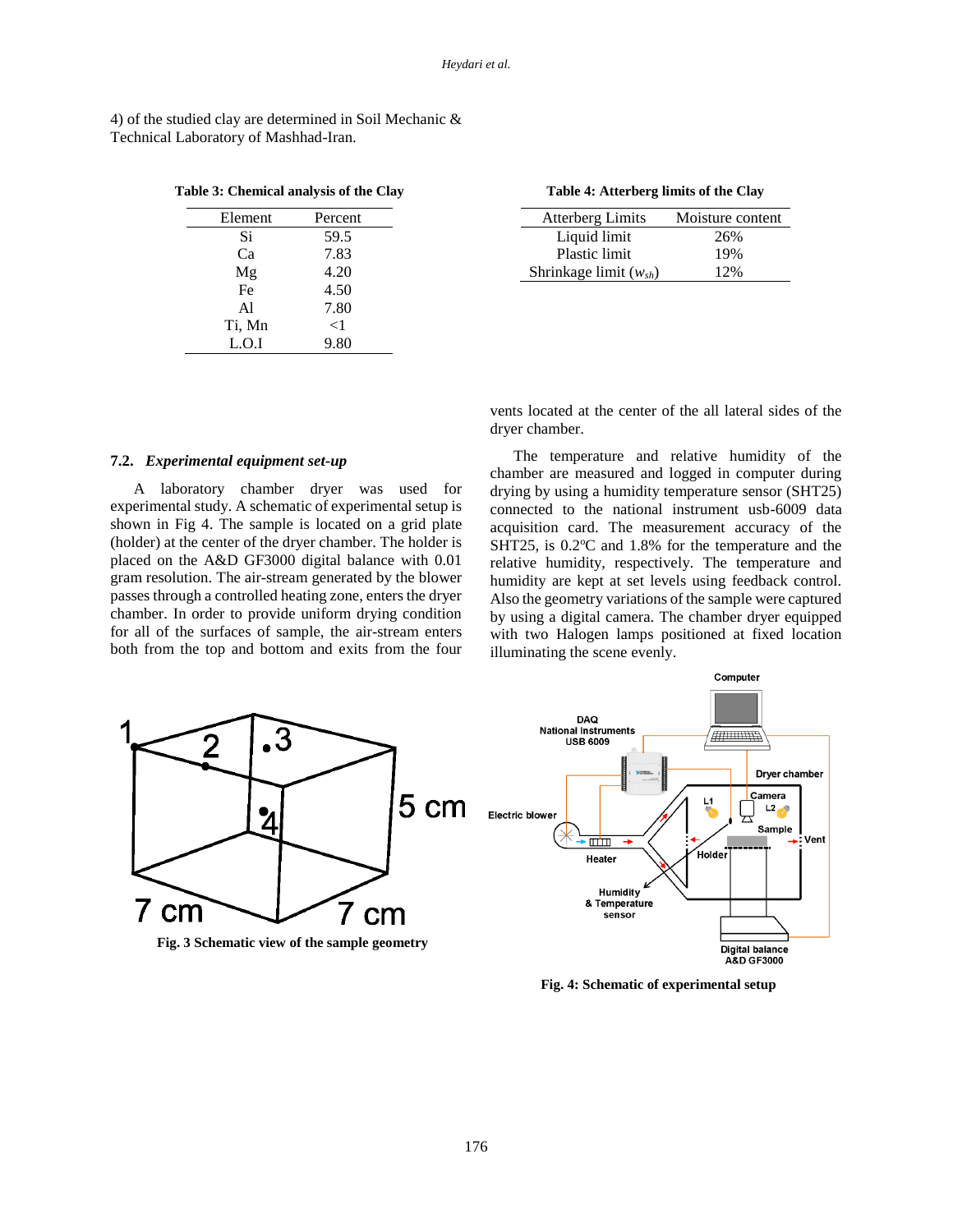4) of the studied clay are determined in Soil Mechanic & Technical Laboratory of Mashhad-Iran.

**Table 3: Chemical analysis of the Clay**

| Element | Percent |
|---|---|
| Si | 59.5 |
| Ca | 7.83 |
| Mg | 4.20 |
| Fe | 4.50 |
| Al | 7.80 |
| Ti, Mn | <1 |
| L.O.I | 9.80 |

**Table 4: Atterberg limits of the Clay**

| Atterberg Limits | Moisture content |
|---|---|
| Liquid limit | 26% |
| Plastic limit | 19% |
| Shrinkage limit ($w_{sh}$) | 12% |

### 7.2. *Experimental equipment set-up*

A laboratory chamber dryer was used for experimental study. A schematic of experimental setup is shown in Fig 4. The sample is located on a grid plate (holder) at the center of the dryer chamber. The holder is placed on the A&D GF3000 digital balance with 0.01 gram resolution. The air-stream generated by the blower passes through a controlled heating zone, enters the dryer chamber. In order to provide uniform drying condition for all of the surfaces of sample, the air-stream enters both from the top and bottom and exits from the four vents located at the center of the all lateral sides of the dryer chamber.

The temperature and relative humidity of the chamber are measured and logged in computer during drying by using a humidity temperature sensor (SHT25) connected to the national instrument usb-6009 data acquisition card. The measurement accuracy of the SHT25, is 0.2ºC and 1.8% for the temperature and the relative humidity, respectively. The temperature and humidity are kept at set levels using feedback control. Also the geometry variations of the sample were captured by using a digital camera. The chamber dryer equipped with two Halogen lamps positioned at fixed location illuminating the scene evenly.

1
2
3
4
5 cm
7 cm
7 cm

**Fig. 3 Schematic view of the sample geometry**

Computer
DAQ
National Instruments
USB 6009
Dryer chamber
Electric blower
L1
Camera
L2
Sample
Vent
Heater
Holder
Humidity
& Temperature
sensor
Digital balance
A&D GF3000

**Fig. 4: Schematic of experimental setup**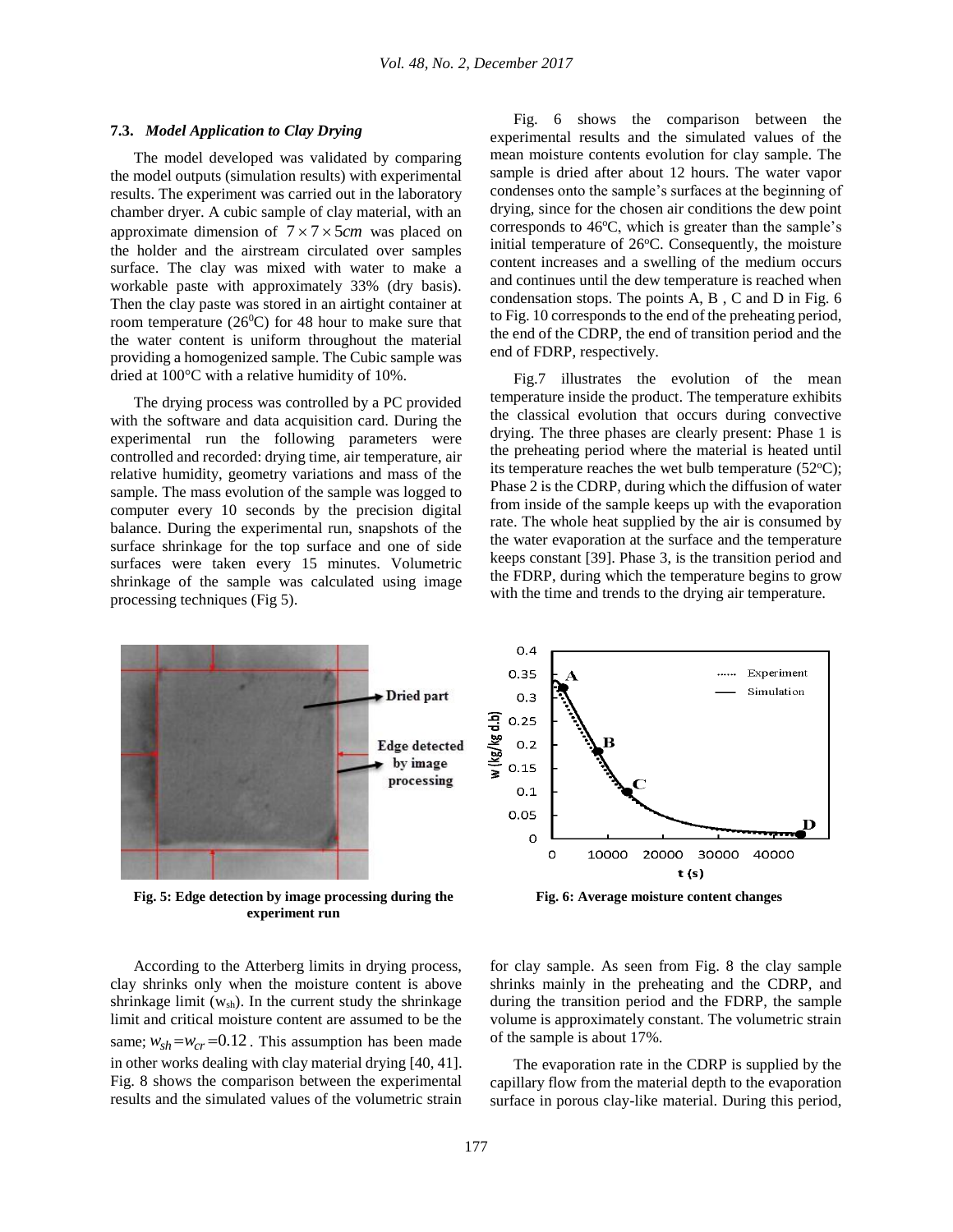### 7.3. *Model Application to Clay Drying*

The model developed was validated by comparing the model outputs (simulation results) with experimental results. The experiment was carried out in the laboratory chamber dryer. A cubic sample of clay material, with an approximate dimension of $7 \times 7 \times 5cm$ was placed on the holder and the airstream circulated over samples surface. The clay was mixed with water to make a workable paste with approximately 33% (dry basis). Then the clay paste was stored in an airtight container at room temperature ($26^0$C) for 48 hour to make sure that the water content is uniform throughout the material providing a homogenized sample. The Cubic sample was dried at 100°C with a relative humidity of 10%.

The drying process was controlled by a PC provided with the software and data acquisition card. During the experimental run the following parameters were controlled and recorded: drying time, air temperature, air relative humidity, geometry variations and mass of the sample. The mass evolution of the sample was logged to computer every 10 seconds by the precision digital balance. During the experimental run, snapshots of the surface shrinkage for the top surface and one of side surfaces were taken every 15 minutes. Volumetric shrinkage of the sample was calculated using image processing techniques (Fig 5).

Fig. 6 shows the comparison between the experimental results and the simulated values of the mean moisture contents evolution for clay sample. The sample is dried after about 12 hours. The water vapor condenses onto the sample's surfaces at the beginning of drying, since for the chosen air conditions the dew point corresponds to 46°C, which is greater than the sample's initial temperature of 26°C. Consequently, the moisture content increases and a swelling of the medium occurs and continues until the dew temperature is reached when condensation stops. The points A, B , C and D in Fig. 6 to Fig. 10 corresponds to the end of the preheating period, the end of the CDRP, the end of transition period and the end of FDRP, respectively.

Fig.7 illustrates the evolution of the mean temperature inside the product. The temperature exhibits the classical evolution that occurs during convective drying. The three phases are clearly present: Phase 1 is the preheating period where the material is heated until its temperature reaches the wet bulb temperature (52°C); Phase 2 is the CDRP, during which the diffusion of water from inside of the sample keeps up with the evaporation rate. The whole heat supplied by the air is consumed by the water evaporation at the surface and the temperature keeps constant [39]. Phase 3, is the transition period and the FDRP, during which the temperature begins to grow with the time and trends to the drying air temperature.

Dried part

Edge detected by image processing

**Fig. 5: Edge detection by image processing during the experiment run**

0.4
0.35
0.3
0.25
0.2
0.15
0.1
0.05
0
w (kg/kg d.b)
0
10000
20000
30000
40000
t (s)
A
B
C
D
Experiment
Simulation

**Fig. 6: Average moisture content changes**

According to the Atterberg limits in drying process, clay shrinks only when the moisture content is above shrinkage limit ($w_{sh}$). In the current study the shrinkage limit and critical moisture content are assumed to be the same; $w_{sh} = w_{cr} = 0.12$. This assumption has been made in other works dealing with clay material drying [40, 41]. Fig. 8 shows the comparison between the experimental results and the simulated values of the volumetric strain for clay sample. As seen from Fig. 8 the clay sample shrinks mainly in the preheating and the CDRP, and during the transition period and the FDRP, the sample volume is approximately constant. The volumetric strain of the sample is about 17%.

The evaporation rate in the CDRP is supplied by the capillary flow from the material depth to the evaporation surface in porous clay-like material. During this period,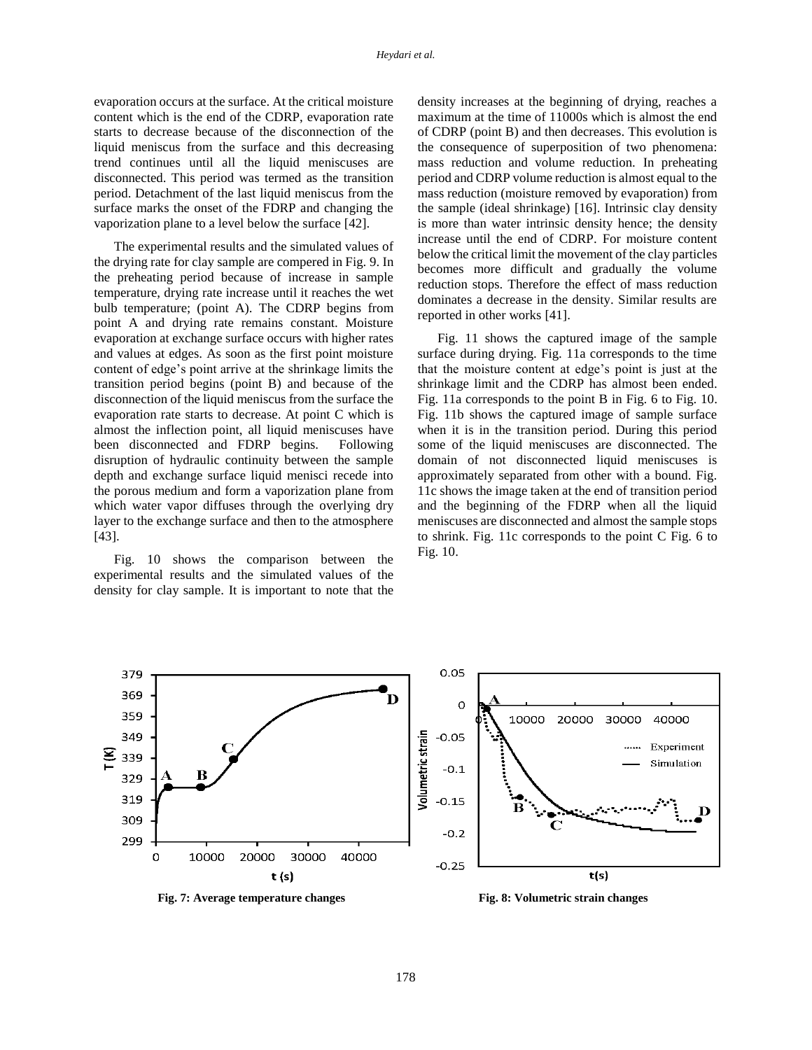evaporation occurs at the surface. At the critical moisture content which is the end of the CDRP, evaporation rate starts to decrease because of the disconnection of the liquid meniscus from the surface and this decreasing trend continues until all the liquid meniscuses are disconnected. This period was termed as the transition period. Detachment of the last liquid meniscus from the surface marks the onset of the FDRP and changing the vaporization plane to a level below the surface [42].

The experimental results and the simulated values of the drying rate for clay sample are compered in Fig. 9. In the preheating period because of increase in sample temperature, drying rate increase until it reaches the wet bulb temperature; (point A). The CDRP begins from point A and drying rate remains constant. Moisture evaporation at exchange surface occurs with higher rates and values at edges. As soon as the first point moisture content of edge's point arrive at the shrinkage limits the transition period begins (point B) and because of the disconnection of the liquid meniscus from the surface the evaporation rate starts to decrease. At point C which is almost the inflection point, all liquid meniscuses have been disconnected and FDRP begins. Following disruption of hydraulic continuity between the sample depth and exchange surface liquid menisci recede into the porous medium and form a vaporization plane from which water vapor diffuses through the overlying dry layer to the exchange surface and then to the atmosphere [43].

Fig. 10 shows the comparison between the experimental results and the simulated values of the density for clay sample. It is important to note that the density increases at the beginning of drying, reaches a maximum at the time of 11000s which is almost the end of CDRP (point B) and then decreases. This evolution is the consequence of superposition of two phenomena: mass reduction and volume reduction. In preheating period and CDRP volume reduction is almost equal to the mass reduction (moisture removed by evaporation) from the sample (ideal shrinkage) [16]. Intrinsic clay density is more than water intrinsic density hence; the density increase until the end of CDRP. For moisture content below the critical limit the movement of the clay particles becomes more difficult and gradually the volume reduction stops. Therefore the effect of mass reduction dominates a decrease in the density. Similar results are reported in other works [41].

Fig. 11 shows the captured image of the sample surface during drying. Fig. 11a corresponds to the time that the moisture content at edge's point is just at the shrinkage limit and the CDRP has almost been ended. Fig. 11a corresponds to the point B in Fig. 6 to Fig. 10. Fig. 11b shows the captured image of sample surface when it is in the transition period. During this period some of the liquid meniscuses are disconnected. The domain of not disconnected liquid meniscuses is approximately separated from other with a bound. Fig. 11c shows the image taken at the end of transition period and the beginning of the FDRP when all the liquid meniscuses are disconnected and almost the sample stops to shrink. Fig. 11c corresponds to the point C Fig. 6 to Fig. 10.

T (K)
379
369
359
349
339
329
319
309
299
0 10000 20000 30000 40000
t (s)
A B C D

**Fig. 7: Average temperature changes**

Volumetric strain
0.05
0
-0.05
-0.1
-0.15
-0.2
-0.25
0 10000 20000 30000 40000
t(s)
Experiment
Simulation
A B C D

**Fig. 8: Volumetric strain changes**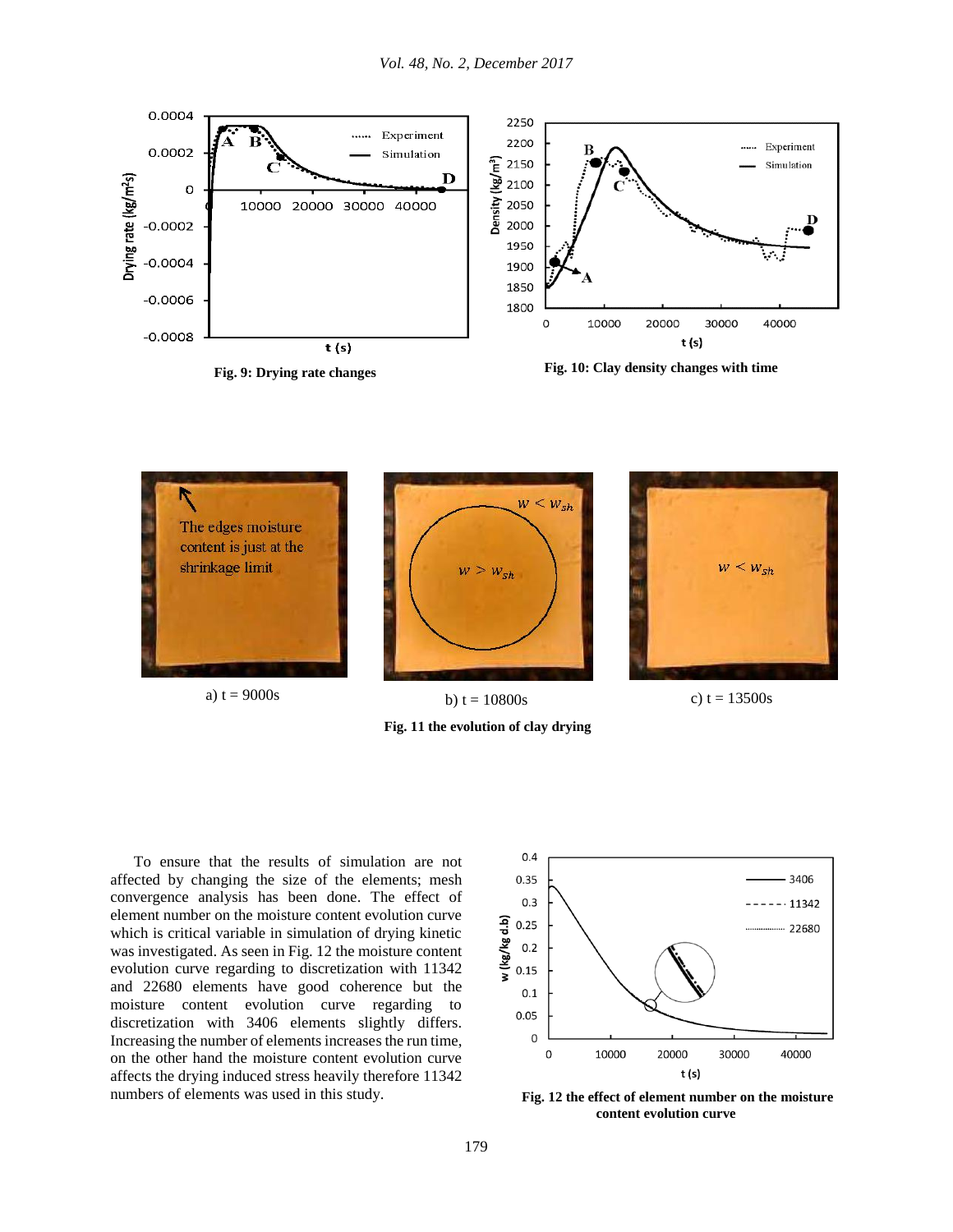0.0004
0.0002
0
-0.0002
-0.0004
-0.0006
-0.0008
Drying rate (kg/m²s)
A B C D
10000 20000 30000 40000
t (s)
Experiment
Simulation

**Fig. 9: Drying rate changes**

2250
2200
2150
2100
2050
2000
1950
1900
1850
1800
Density (kg/m³)
0 10000 20000 30000 40000
t (s)
A B C D
Experiment
Simulation

**Fig. 10: Clay density changes with time**

The edges moisture content is just at the shrinkage limit

a) t = 9000s

$w < w_{sh}$
$w > w_{sh}$

b) t = 10800s

$w < w_{sh}$

c) t = 13500s

**Fig. 11 the evolution of clay drying**

To ensure that the results of simulation are not affected by changing the size of the elements; mesh convergence analysis has been done. The effect of element number on the moisture content evolution curve which is critical variable in simulation of drying kinetic was investigated. As seen in Fig. 12 the moisture content evolution curve regarding to discretization with 11342 and 22680 elements have good coherence but the moisture content evolution curve regarding to discretization with 3406 elements slightly differs. Increasing the number of elements increases the run time, on the other hand the moisture content evolution curve affects the drying induced stress heavily therefore 11342 numbers of elements was used in this study.

0.4
0.35
0.3
0.25
0.2
0.15
0.1
0.05
0
w (kg/kg d.b)
0 10000 20000 30000 40000
t (s)
3406
11342
22680

**Fig. 12 the effect of element number on the moisture content evolution curve**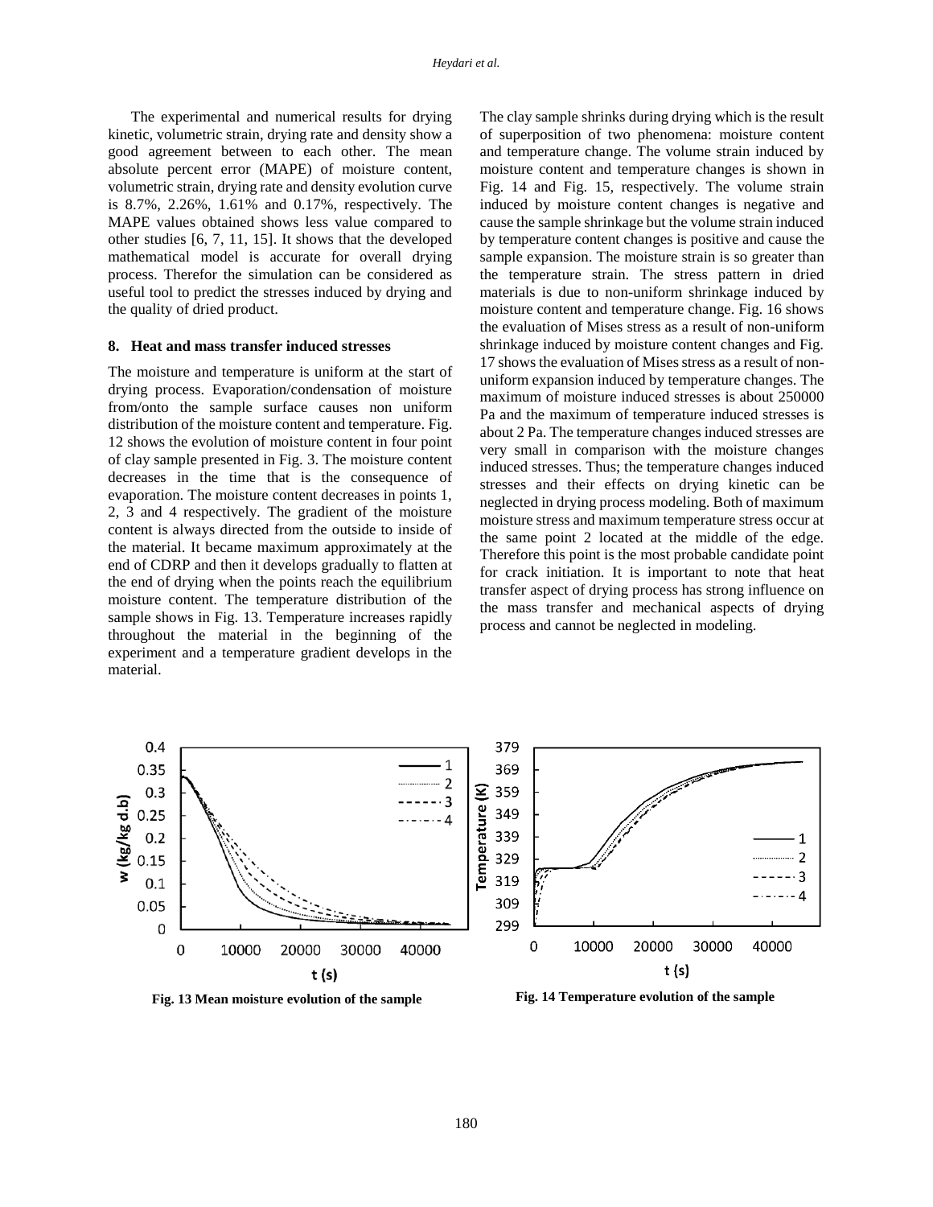The experimental and numerical results for drying kinetic, volumetric strain, drying rate and density show a good agreement between to each other. The mean absolute percent error (MAPE) of moisture content, volumetric strain, drying rate and density evolution curve is 8.7%, 2.26%, 1.61% and 0.17%, respectively. The MAPE values obtained shows less value compared to other studies [6, 7, 11, 15]. It shows that the developed mathematical model is accurate for overall drying process. Therefor the simulation can be considered as useful tool to predict the stresses induced by drying and the quality of dried product.

## 8. Heat and mass transfer induced stresses

The moisture and temperature is uniform at the start of drying process. Evaporation/condensation of moisture from/onto the sample surface causes non uniform distribution of the moisture content and temperature. Fig. 12 shows the evolution of moisture content in four point of clay sample presented in Fig. 3. The moisture content decreases in the time that is the consequence of evaporation. The moisture content decreases in points 1, 2, 3 and 4 respectively. The gradient of the moisture content is always directed from the outside to inside of the material. It became maximum approximately at the end of CDRP and then it develops gradually to flatten at the end of drying when the points reach the equilibrium moisture content. The temperature distribution of the sample shows in Fig. 13. Temperature increases rapidly throughout the material in the beginning of the experiment and a temperature gradient develops in the material.

The clay sample shrinks during drying which is the result of superposition of two phenomena: moisture content and temperature change. The volume strain induced by moisture content and temperature changes is shown in Fig. 14 and Fig. 15, respectively. The volume strain induced by moisture content changes is negative and cause the sample shrinkage but the volume strain induced by temperature content changes is positive and cause the sample expansion. The moisture strain is so greater than the temperature strain. The stress pattern in dried materials is due to non-uniform shrinkage induced by moisture content and temperature change. Fig. 16 shows the evaluation of Mises stress as a result of non-uniform shrinkage induced by moisture content changes and Fig. 17 shows the evaluation of Mises stress as a result of non-uniform expansion induced by temperature changes. The maximum of moisture induced stresses is about 250000 Pa and the maximum of temperature induced stresses is about 2 Pa. The temperature changes induced stresses are very small in comparison with the moisture changes induced stresses. Thus; the temperature changes induced stresses and their effects on drying kinetic can be neglected in drying process modeling. Both of maximum moisture stress and maximum temperature stress occur at the same point 2 located at the middle of the edge. Therefore this point is the most probable candidate point for crack initiation. It is important to note that heat transfer aspect of drying process has strong influence on the mass transfer and mechanical aspects of drying process and cannot be neglected in modeling.

0.4
0.35
0.3
0.25
0.2
0.15
0.1
0.05
0
w (kg/kg d.b)
0 10000 20000 30000 40000
t (s)
1
2
3
4

**Fig. 13 Mean moisture evolution of the sample**

379
369
359
349
339
329
319
309
299
Temperature (K)
0 10000 20000 30000 40000
t (s)
1
2
3
4

**Fig. 14 Temperature evolution of the sample**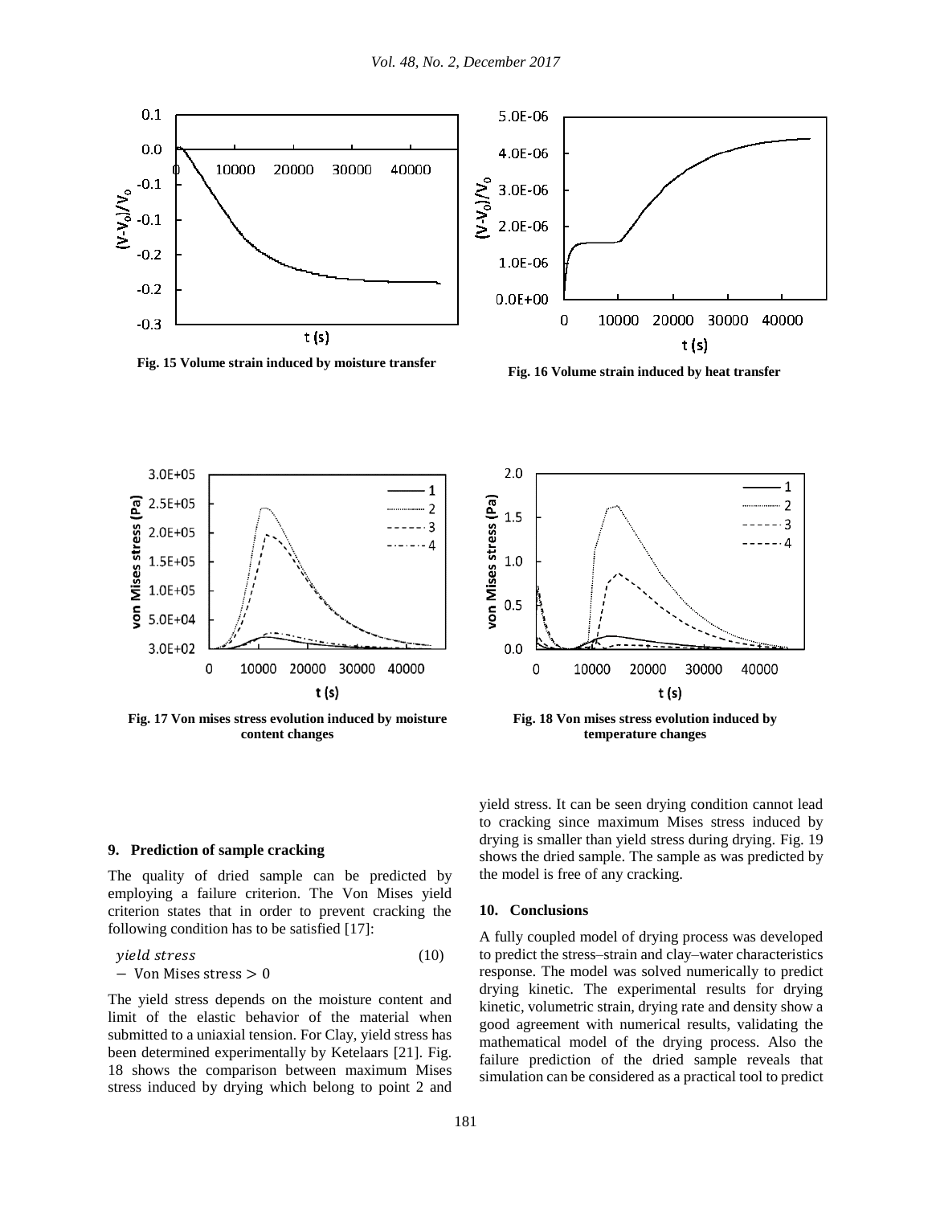0.1
0.0
-0.1
-0.1
-0.2
-0.2
-0.3
0
10000
20000
30000
40000
(V-V$_0$)/V$_0$
t (s)

**Fig. 15 Volume strain induced by moisture transfer**

5.0E-06
4.0E-06
3.0E-06
2.0E-06
1.0E-06
0.0E+00
0
10000
20000
30000
40000
(V-V$_0$)/V$_0$
t (s)

**Fig. 16 Volume strain induced by heat transfer**

3.0E+05
2.5E+05
2.0E+05
1.5E+05
1.0E+05
5.0E+04
3.0E+02
0
10000
20000
30000
40000
von Mises stress (Pa)
t (s)
1
2
3
4

**Fig. 17 Von mises stress evolution induced by moisture content changes**

2.0
1.5
1.0
0.5
0.0
0
10000
20000
30000
40000
von Mises stress (Pa)
t (s)
1
2
3
4

**Fig. 18 Von mises stress evolution induced by temperature changes**

## 9. Prediction of sample cracking

The quality of dried sample can be predicted by employing a failure criterion. The Von Mises yield criterion states that in order to prevent cracking the following condition has to be satisfied [17]:

$$\text{yield stress} - \text{Von Mises stress} > 0 \tag{10}$$

The yield stress depends on the moisture content and limit of the elastic behavior of the material when submitted to a uniaxial tension. For Clay, yield stress has been determined experimentally by Ketelaars [21]. Fig. 18 shows the comparison between maximum Mises stress induced by drying which belong to point 2 and yield stress. It can be seen drying condition cannot lead to cracking since maximum Mises stress induced by drying is smaller than yield stress during drying. Fig. 19 shows the dried sample. The sample as was predicted by the model is free of any cracking.

## 10. Conclusions

A fully coupled model of drying process was developed to predict the stress–strain and clay–water characteristics response. The model was solved numerically to predict drying kinetic. The experimental results for drying kinetic, volumetric strain, drying rate and density show a good agreement with numerical results, validating the mathematical model of the drying process. Also the failure prediction of the dried sample reveals that simulation can be considered as a practical tool to predict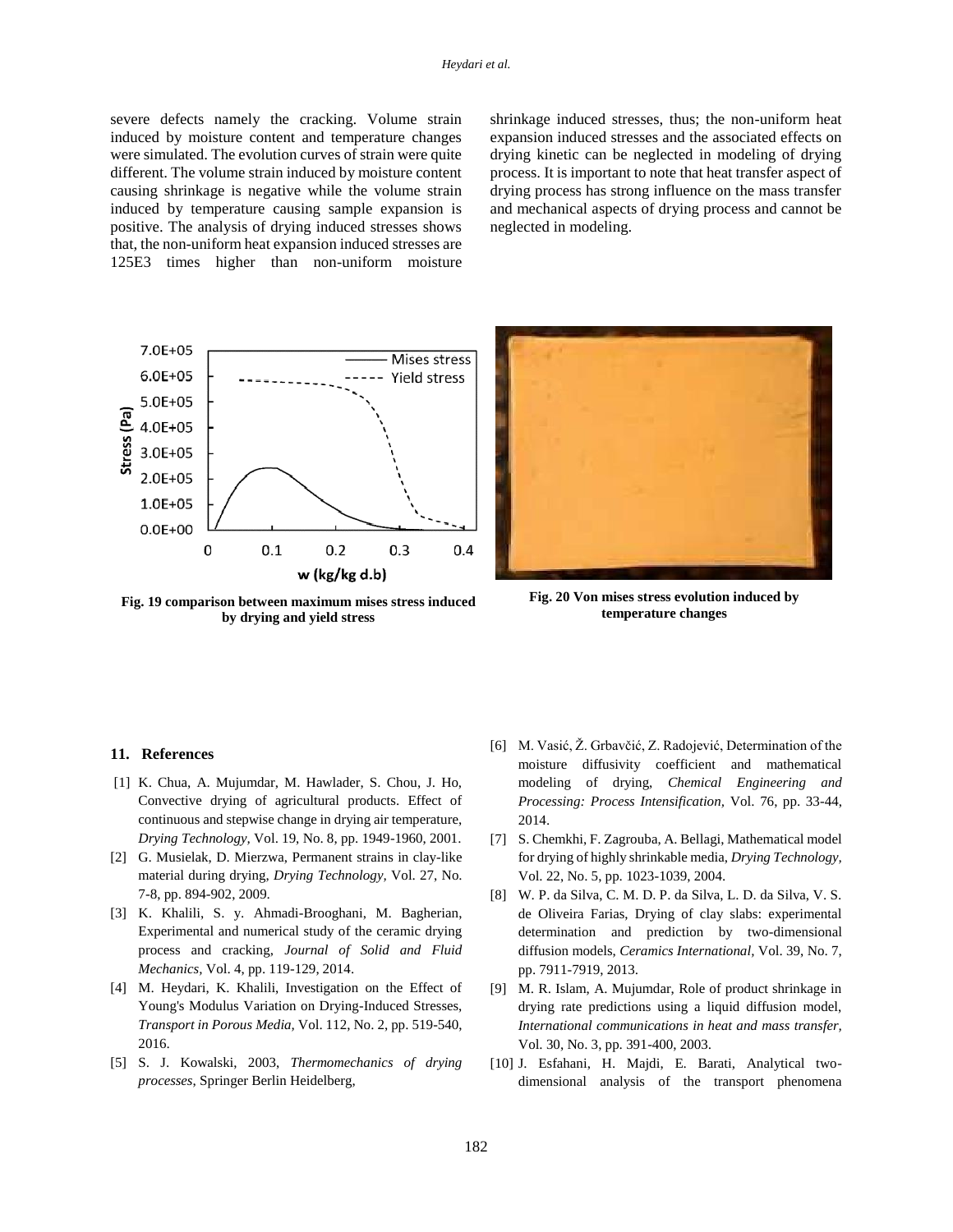severe defects namely the cracking. Volume strain induced by moisture content and temperature changes were simulated. The evolution curves of strain were quite different. The volume strain induced by moisture content causing shrinkage is negative while the volume strain induced by temperature causing sample expansion is positive. The analysis of drying induced stresses shows that, the non-uniform heat expansion induced stresses are 125E3 times higher than non-uniform moisture shrinkage induced stresses, thus; the non-uniform heat expansion induced stresses and the associated effects on drying kinetic can be neglected in modeling of drying process. It is important to note that heat transfer aspect of drying process has strong influence on the mass transfer and mechanical aspects of drying process and cannot be neglected in modeling.

**Fig. 19 comparison between maximum mises stress induced by drying and yield stress**

**Fig. 20 Von mises stress evolution induced by temperature changes**

## 11. References

[1] K. Chua, A. Mujumdar, M. Hawlader, S. Chou, J. Ho, Convective drying of agricultural products. Effect of continuous and stepwise change in drying air temperature, *Drying Technology,* Vol. 19, No. 8, pp. 1949-1960, 2001.

[2] G. Musielak, D. Mierzwa, Permanent strains in clay-like material during drying, *Drying Technology,* Vol. 27, No. 7-8, pp. 894-902, 2009.

[3] K. Khalili, S. y. Ahmadi-Brooghani, M. Bagherian, Experimental and numerical study of the ceramic drying process and cracking, *Journal of Solid and Fluid Mechanics,* Vol. 4, pp. 119-129, 2014.

[4] M. Heydari, K. Khalili, Investigation on the Effect of Young's Modulus Variation on Drying-Induced Stresses, *Transport in Porous Media,* Vol. 112, No. 2, pp. 519-540, 2016.

[5] S. J. Kowalski, 2003, *Thermomechanics of drying processes,* Springer Berlin Heidelberg,

[6] M. Vasić, Ž. Grbavčić, Z. Radojević, Determination of the moisture diffusivity coefficient and mathematical modeling of drying, *Chemical Engineering and Processing: Process Intensification,* Vol. 76, pp. 33-44, 2014.

[7] S. Chemkhi, F. Zagrouba, A. Bellagi, Mathematical model for drying of highly shrinkable media, *Drying Technology,* Vol. 22, No. 5, pp. 1023-1039, 2004.

[8] W. P. da Silva, C. M. D. P. da Silva, L. D. da Silva, V. S. de Oliveira Farias, Drying of clay slabs: experimental determination and prediction by two-dimensional diffusion models, *Ceramics International,* Vol. 39, No. 7, pp. 7911-7919, 2013.

[9] M. R. Islam, A. Mujumdar, Role of product shrinkage in drying rate predictions using a liquid diffusion model, *International communications in heat and mass transfer,* Vol. 30, No. 3, pp. 391-400, 2003.

[10] J. Esfahani, H. Majdi, E. Barati, Analytical two-dimensional analysis of the transport phenomena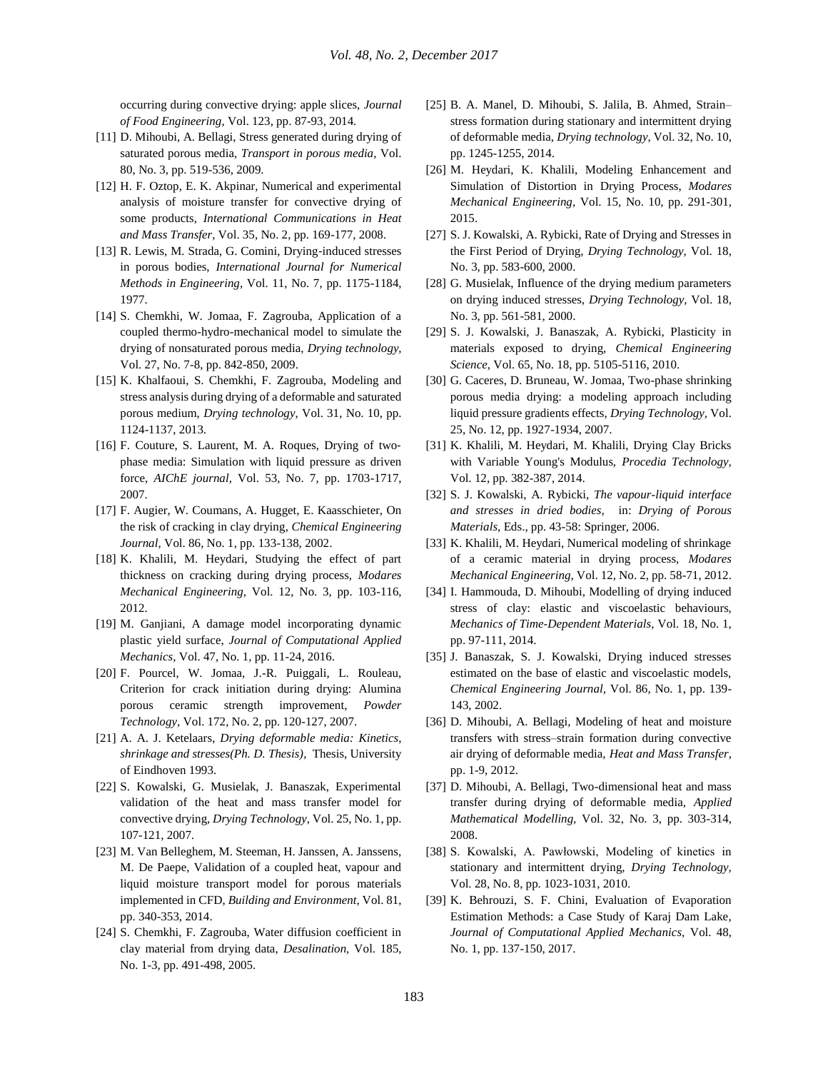occurring during convective drying: apple slices, *Journal of Food Engineering*, Vol. 123, pp. 87-93, 2014.

[11] D. Mihoubi, A. Bellagi, Stress generated during drying of saturated porous media, *Transport in porous media*, Vol. 80, No. 3, pp. 519-536, 2009.

[12] H. F. Oztop, E. K. Akpinar, Numerical and experimental analysis of moisture transfer for convective drying of some products, *International Communications in Heat and Mass Transfer*, Vol. 35, No. 2, pp. 169-177, 2008.

[13] R. Lewis, M. Strada, G. Comini, Drying-induced stresses in porous bodies, *International Journal for Numerical Methods in Engineering*, Vol. 11, No. 7, pp. 1175-1184, 1977.

[14] S. Chemkhi, W. Jomaa, F. Zagrouba, Application of a coupled thermo-hydro-mechanical model to simulate the drying of nonsaturated porous media, *Drying technology*, Vol. 27, No. 7-8, pp. 842-850, 2009.

[15] K. Khalfaoui, S. Chemkhi, F. Zagrouba, Modeling and stress analysis during drying of a deformable and saturated porous medium, *Drying technology*, Vol. 31, No. 10, pp. 1124-1137, 2013.

[16] F. Couture, S. Laurent, M. A. Roques, Drying of two-phase media: Simulation with liquid pressure as driven force, *AIChE journal*, Vol. 53, No. 7, pp. 1703-1717, 2007.

[17] F. Augier, W. Coumans, A. Hugget, E. Kaasschieter, On the risk of cracking in clay drying, *Chemical Engineering Journal*, Vol. 86, No. 1, pp. 133-138, 2002.

[18] K. Khalili, M. Heydari, Studying the effect of part thickness on cracking during drying process, *Modares Mechanical Engineering*, Vol. 12, No. 3, pp. 103-116, 2012.

[19] M. Ganjiani, A damage model incorporating dynamic plastic yield surface, *Journal of Computational Applied Mechanics*, Vol. 47, No. 1, pp. 11-24, 2016.

[20] F. Pourcel, W. Jomaa, J.-R. Puiggali, L. Rouleau, Criterion for crack initiation during drying: Alumina porous ceramic strength improvement, *Powder Technology*, Vol. 172, No. 2, pp. 120-127, 2007.

[21] A. A. J. Ketelaars, *Drying deformable media: Kinetics, shrinkage and stresses(Ph. D. Thesis)*, Thesis, University of Eindhoven 1993.

[22] S. Kowalski, G. Musielak, J. Banaszak, Experimental validation of the heat and mass transfer model for convective drying, *Drying Technology*, Vol. 25, No. 1, pp. 107-121, 2007.

[23] M. Van Belleghem, M. Steeman, H. Janssen, A. Janssens, M. De Paepe, Validation of a coupled heat, vapour and liquid moisture transport model for porous materials implemented in CFD, *Building and Environment*, Vol. 81, pp. 340-353, 2014.

[24] S. Chemkhi, F. Zagrouba, Water diffusion coefficient in clay material from drying data, *Desalination*, Vol. 185, No. 1-3, pp. 491-498, 2005.

[25] B. A. Manel, D. Mihoubi, S. Jalila, B. Ahmed, Strain–stress formation during stationary and intermittent drying of deformable media, *Drying technology*, Vol. 32, No. 10, pp. 1245-1255, 2014.

[26] M. Heydari, K. Khalili, Modeling Enhancement and Simulation of Distortion in Drying Process, *Modares Mechanical Engineering*, Vol. 15, No. 10, pp. 291-301, 2015.

[27] S. J. Kowalski, A. Rybicki, Rate of Drying and Stresses in the First Period of Drying, *Drying Technology*, Vol. 18, No. 3, pp. 583-600, 2000.

[28] G. Musielak, Influence of the drying medium parameters on drying induced stresses, *Drying Technology*, Vol. 18, No. 3, pp. 561-581, 2000.

[29] S. J. Kowalski, J. Banaszak, A. Rybicki, Plasticity in materials exposed to drying, *Chemical Engineering Science*, Vol. 65, No. 18, pp. 5105-5116, 2010.

[30] G. Caceres, D. Bruneau, W. Jomaa, Two-phase shrinking porous media drying: a modeling approach including liquid pressure gradients effects, *Drying Technology*, Vol. 25, No. 12, pp. 1927-1934, 2007.

[31] K. Khalili, M. Heydari, M. Khalili, Drying Clay Bricks with Variable Young's Modulus, *Procedia Technology*, Vol. 12, pp. 382-387, 2014.

[32] S. J. Kowalski, A. Rybicki, *The vapour-liquid interface and stresses in dried bodies*, in: *Drying of Porous Materials*, Eds., pp. 43-58: Springer, 2006.

[33] K. Khalili, M. Heydari, Numerical modeling of shrinkage of a ceramic material in drying process, *Modares Mechanical Engineering*, Vol. 12, No. 2, pp. 58-71, 2012.

[34] I. Hammouda, D. Mihoubi, Modelling of drying induced stress of clay: elastic and viscoelastic behaviours, *Mechanics of Time-Dependent Materials*, Vol. 18, No. 1, pp. 97-111, 2014.

[35] J. Banaszak, S. J. Kowalski, Drying induced stresses estimated on the base of elastic and viscoelastic models, *Chemical Engineering Journal*, Vol. 86, No. 1, pp. 139-143, 2002.

[36] D. Mihoubi, A. Bellagi, Modeling of heat and moisture transfers with stress–strain formation during convective air drying of deformable media, *Heat and Mass Transfer*, pp. 1-9, 2012.

[37] D. Mihoubi, A. Bellagi, Two-dimensional heat and mass transfer during drying of deformable media, *Applied Mathematical Modelling*, Vol. 32, No. 3, pp. 303-314, 2008.

[38] S. Kowalski, A. Pawłowski, Modeling of kinetics in stationary and intermittent drying, *Drying Technology*, Vol. 28, No. 8, pp. 1023-1031, 2010.

[39] K. Behrouzi, S. F. Chini, Evaluation of Evaporation Estimation Methods: a Case Study of Karaj Dam Lake, *Journal of Computational Applied Mechanics*, Vol. 48, No. 1, pp. 137-150, 2017.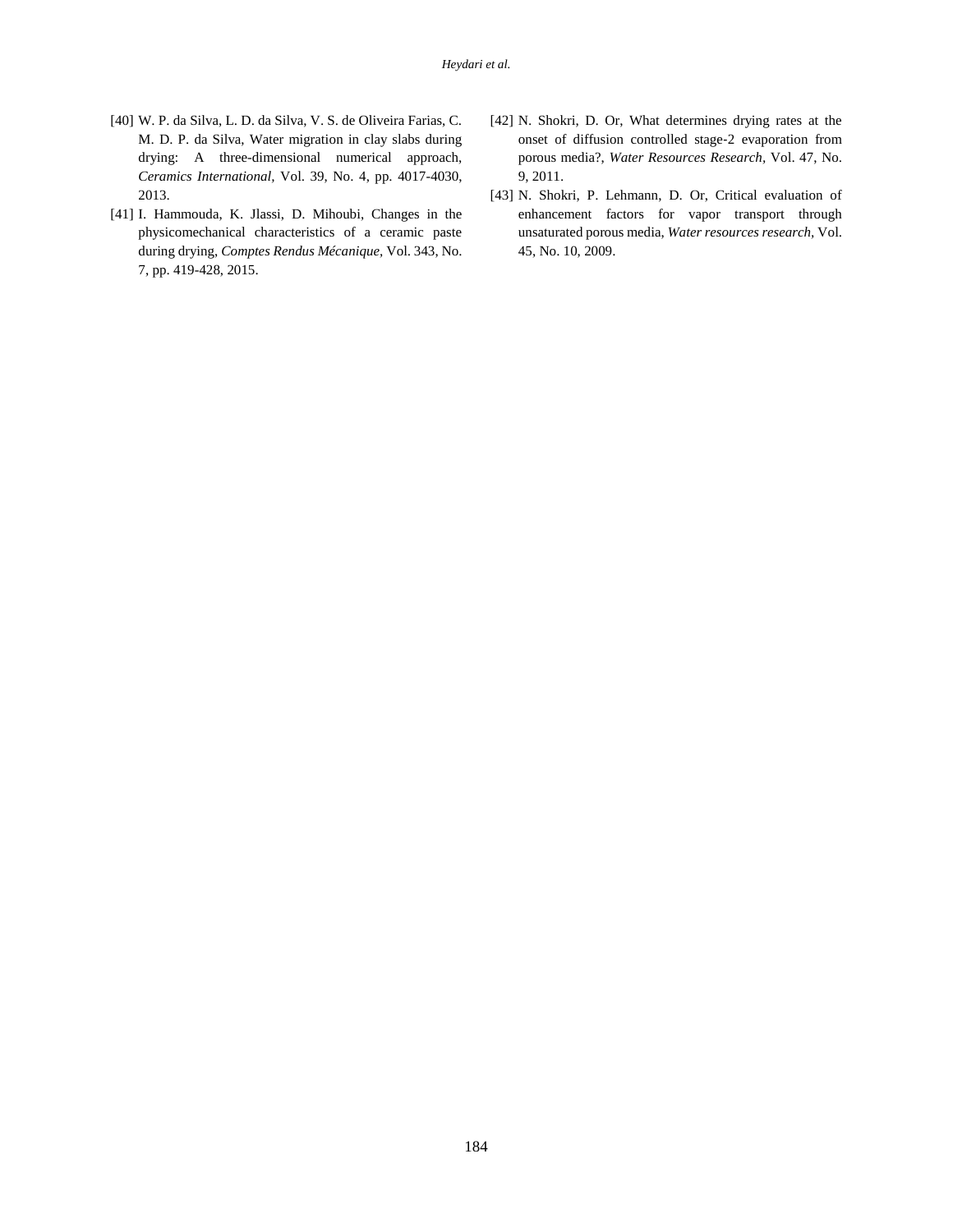[40] W. P. da Silva, L. D. da Silva, V. S. de Oliveira Farias, C. M. D. P. da Silva, Water migration in clay slabs during drying: A three-dimensional numerical approach, *Ceramics International*, Vol. 39, No. 4, pp. 4017-4030, 2013.

[41] I. Hammouda, K. Jlassi, D. Mihoubi, Changes in the physicomechanical characteristics of a ceramic paste during drying, *Comptes Rendus Mécanique*, Vol. 343, No. 7, pp. 419-428, 2015.

[42] N. Shokri, D. Or, What determines drying rates at the onset of diffusion controlled stage-2 evaporation from porous media?, *Water Resources Research*, Vol. 47, No. 9, 2011.

[43] N. Shokri, P. Lehmann, D. Or, Critical evaluation of enhancement factors for vapor transport through unsaturated porous media, *Water resources research*, Vol. 45, No. 10, 2009.